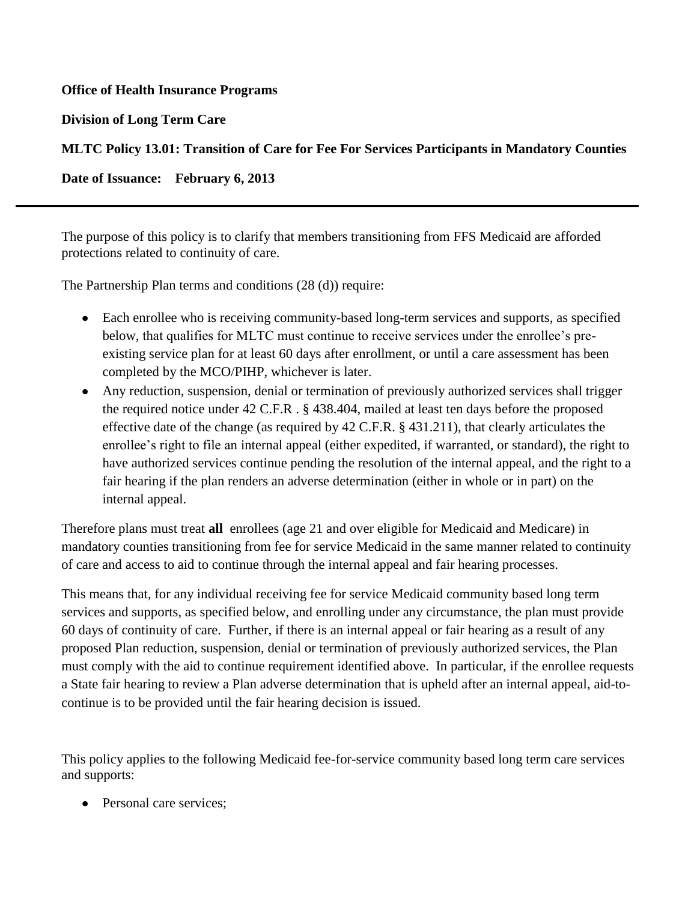**Office of Health Insurance Programs**

**Division of Long Term Care**

**MLTC Policy 13.01: Transition of Care for Fee For Services Participants in Mandatory Counties**

**Date of Issuance: February 6, 2013**

---

The purpose of this policy is to clarify that members transitioning from FFS Medicaid are afforded protections related to continuity of care.

The Partnership Plan terms and conditions (28 (d)) require:

- Each enrollee who is receiving community-based long-term services and supports, as specified below, that qualifies for MLTC must continue to receive services under the enrollee's pre-existing service plan for at least 60 days after enrollment, or until a care assessment has been completed by the MCO/PIHP, whichever is later.
- Any reduction, suspension, denial or termination of previously authorized services shall trigger the required notice under 42 C.F.R . § 438.404, mailed at least ten days before the proposed effective date of the change (as required by 42 C.F.R. § 431.211), that clearly articulates the enrollee's right to file an internal appeal (either expedited, if warranted, or standard), the right to have authorized services continue pending the resolution of the internal appeal, and the right to a fair hearing if the plan renders an adverse determination (either in whole or in part) on the internal appeal.

Therefore plans must treat **all** enrollees (age 21 and over eligible for Medicaid and Medicare) in mandatory counties transitioning from fee for service Medicaid in the same manner related to continuity of care and access to aid to continue through the internal appeal and fair hearing processes.

This means that, for any individual receiving fee for service Medicaid community based long term services and supports, as specified below, and enrolling under any circumstance, the plan must provide 60 days of continuity of care. Further, if there is an internal appeal or fair hearing as a result of any proposed Plan reduction, suspension, denial or termination of previously authorized services, the Plan must comply with the aid to continue requirement identified above. In particular, if the enrollee requests a State fair hearing to review a Plan adverse determination that is upheld after an internal appeal, aid-to-continue is to be provided until the fair hearing decision is issued.

This policy applies to the following Medicaid fee-for-service community based long term care services and supports:

- Personal care services;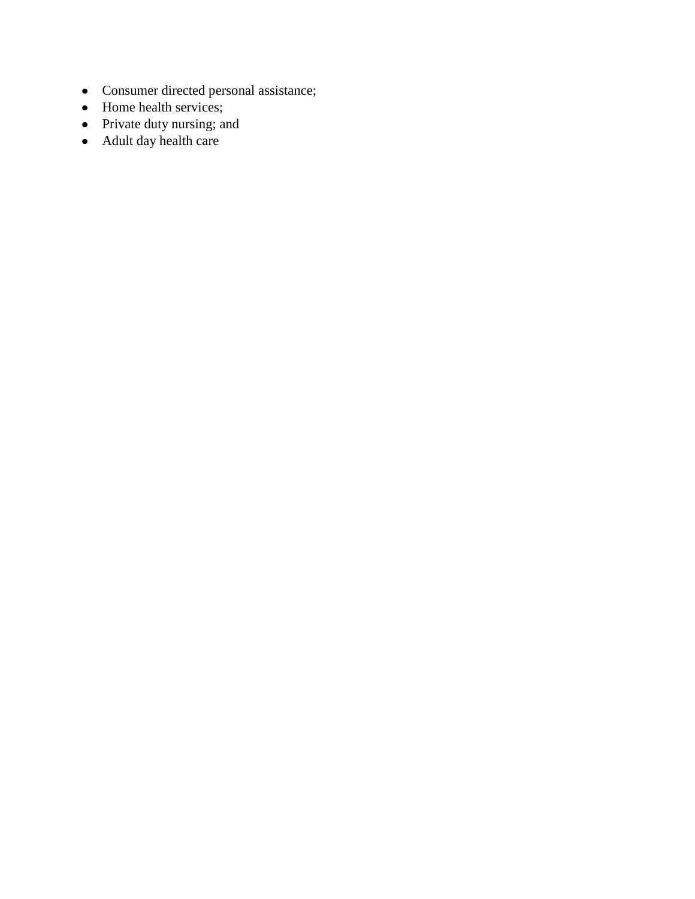- Consumer directed personal assistance;
- Home health services;
- Private duty nursing; and
- Adult day health care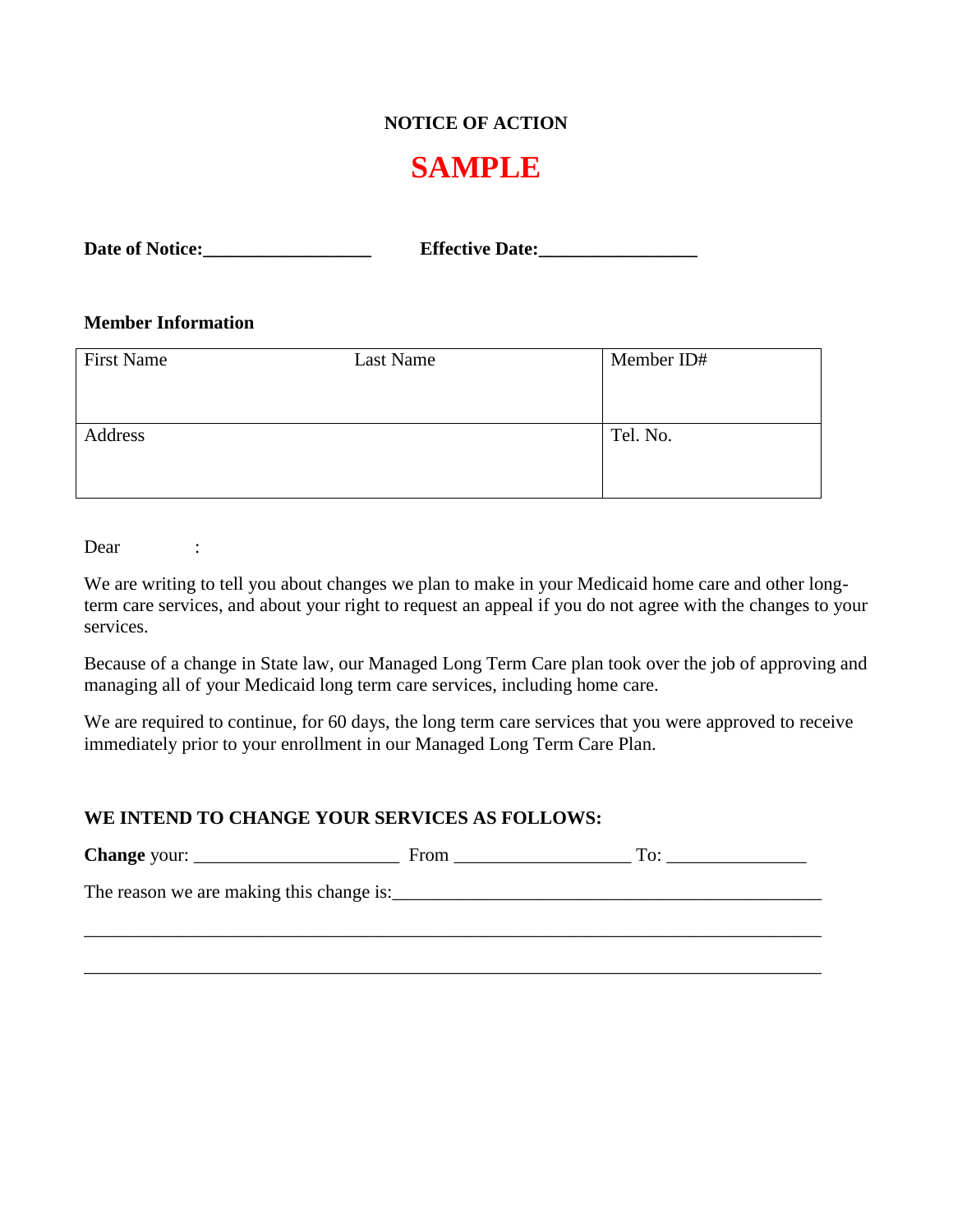**NOTICE OF ACTION**

**SAMPLE**

**Date of Notice:__________________** **Effective Date:_________________**

**Member Information**

| First Name | Last Name | Member ID# |
|---|---|---|
| Address | | Tel. No. |

Dear :

We are writing to tell you about changes we plan to make in your Medicaid home care and other long-term care services, and about your right to request an appeal if you do not agree with the changes to your services.

Because of a change in State law, our Managed Long Term Care plan took over the job of approving and managing all of your Medicaid long term care services, including home care.

We are required to continue, for 60 days, the long term care services that you were approved to receive immediately prior to your enrollment in our Managed Long Term Care Plan.

**WE INTEND TO CHANGE YOUR SERVICES AS FOLLOWS:**

**Change** your: ______________________ From ___________________ To: _______________

The reason we are making this change is:_______________________________________________

________________________________________________________________________________

________________________________________________________________________________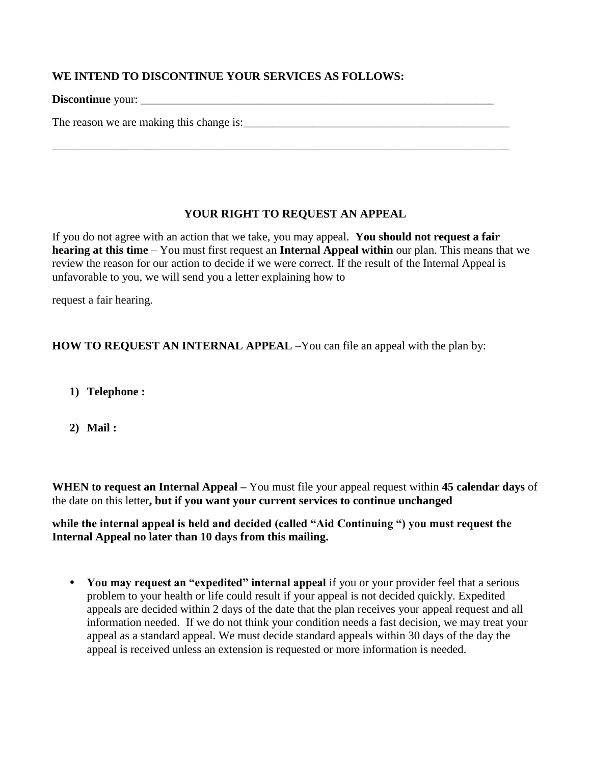**WE INTEND TO DISCONTINUE YOUR SERVICES AS FOLLOWS:**

**Discontinue** your: _______________________________________________________________

The reason we are making this change is:_______________________________________________

_________________________________________________________________________________

## YOUR RIGHT TO REQUEST AN APPEAL

If you do not agree with an action that we take, you may appeal. **You should not request a fair hearing at this time** – You must first request an **Internal Appeal within** our plan. This means that we review the reason for our action to decide if we were correct. If the result of the Internal Appeal is unfavorable to you, we will send you a letter explaining how to

request a fair hearing.

**HOW TO REQUEST AN INTERNAL APPEAL** –You can file an appeal with the plan by:

1) **Telephone :**

2) **Mail :**

**WHEN to request an Internal Appeal –** You must file your appeal request within **45 calendar days** of the date on this letter**, but if you want your current services to continue unchanged**

**while the internal appeal is held and decided (called "Aid Continuing ") you must request the Internal Appeal no later than 10 days from this mailing.**

- **You may request an "expedited" internal appeal** if you or your provider feel that a serious problem to your health or life could result if your appeal is not decided quickly. Expedited appeals are decided within 2 days of the date that the plan receives your appeal request and all information needed. If we do not think your condition needs a fast decision, we may treat your appeal as a standard appeal. We must decide standard appeals within 30 days of the day the appeal is received unless an extension is requested or more information is needed.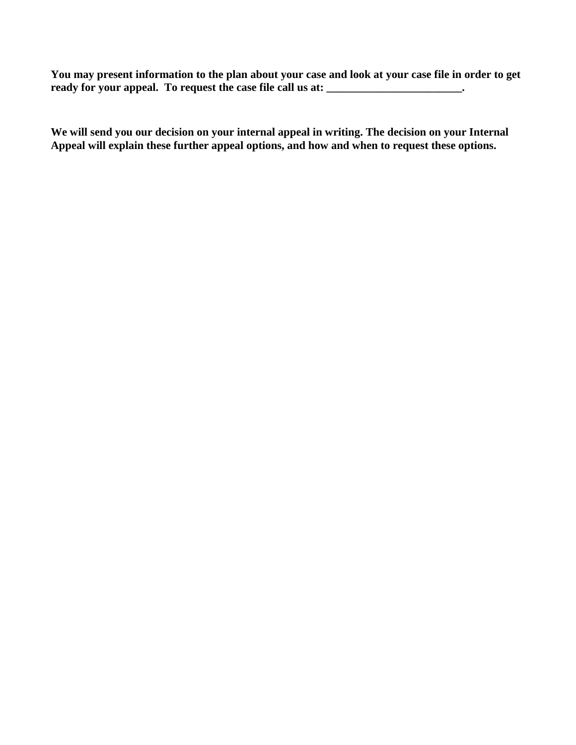**You may present information to the plan about your case and look at your case file in order to get ready for your appeal. To request the case file call us at: _________________________.**

**We will send you our decision on your internal appeal in writing. The decision on your Internal Appeal will explain these further appeal options, and how and when to request these options.**